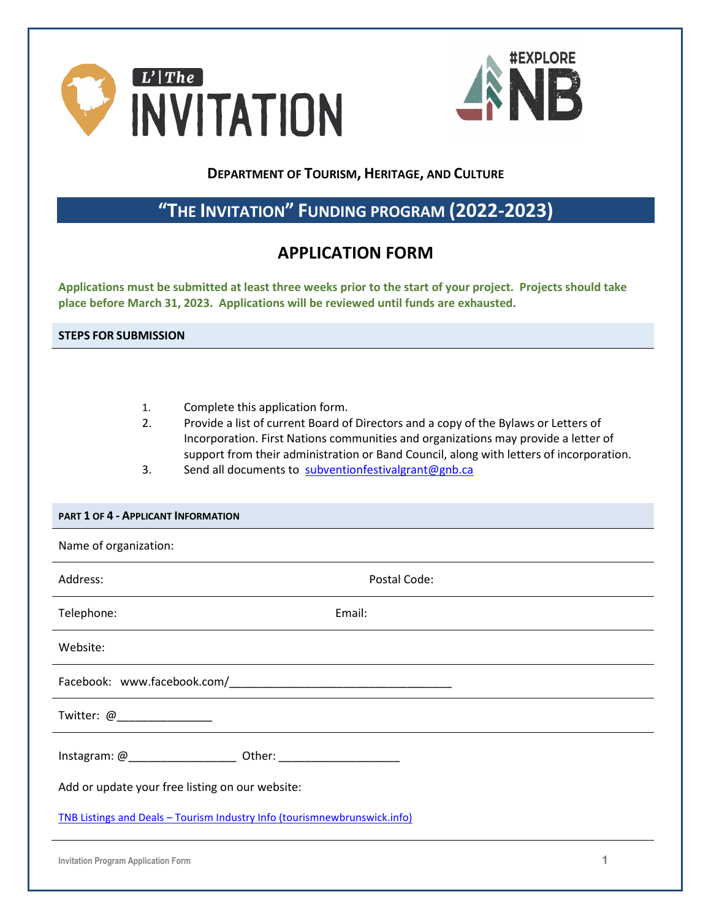**L' | The INVITATION**

**#EXPLORE NB**

**DEPARTMENT OF TOURISM, HERITAGE, AND CULTURE**

## "THE INVITATION" FUNDING PROGRAM (2022-2023)

## APPLICATION FORM

**Applications must be submitted at least three weeks prior to the start of your project. Projects should take place before March 31, 2023. Applications will be reviewed until funds are exhausted.**

### STEPS FOR SUBMISSION

1. Complete this application form.
2. Provide a list of current Board of Directors and a copy of the Bylaws or Letters of Incorporation. First Nations communities and organizations may provide a letter of support from their administration or Band Council, along with letters of incorporation.
3. Send all documents to subventionfestivalgrant@gnb.ca

### PART 1 OF 4 - APPLICANT INFORMATION

Name of organization:

Address: Postal Code:

Telephone: Email:

Website:

Facebook: www.facebook.com/___________________________________

Twitter: @_______________

Instagram: @_________________ Other: ___________________

Add or update your free listing on our website:

TNB Listings and Deals – Tourism Industry Info (tourismnewbrunswick.info)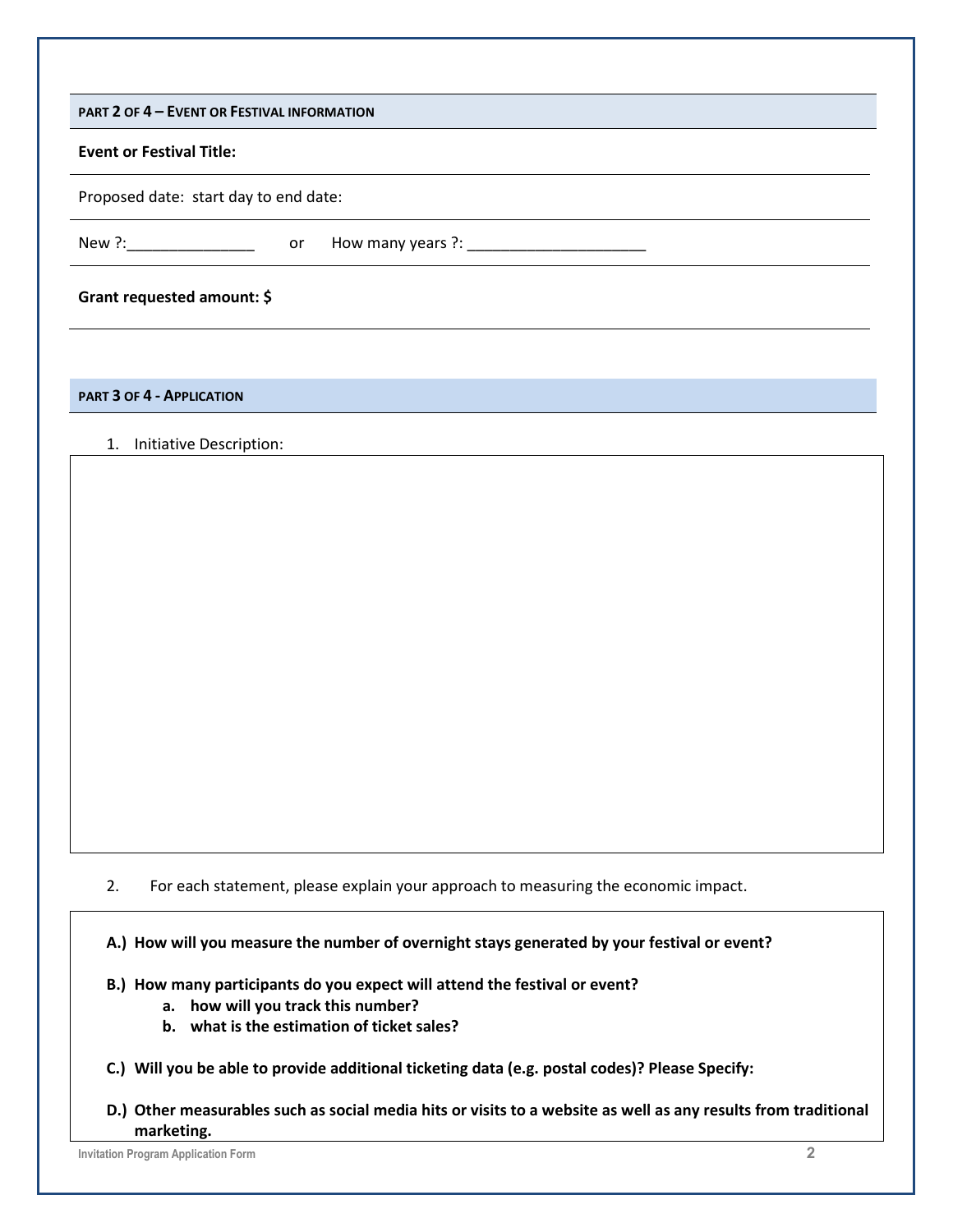## PART 2 OF 4 – EVENT OR FESTIVAL INFORMATION

**Event or Festival Title:**

Proposed date: start day to end date:

New ?:_______________ or How many years ?: _____________________

**Grant requested amount: $**

## PART 3 OF 4 - APPLICATION

1. Initiative Description:

2. For each statement, please explain your approach to measuring the economic impact.

**A.) How will you measure the number of overnight stays generated by your festival or event?**

**B.) How many participants do you expect will attend the festival or event?**

- **a. how will you track this number?**
- **b. what is the estimation of ticket sales?**

**C.) Will you be able to provide additional ticketing data (e.g. postal codes)? Please Specify:**

**D.) Other measurables such as social media hits or visits to a website as well as any results from traditional marketing.**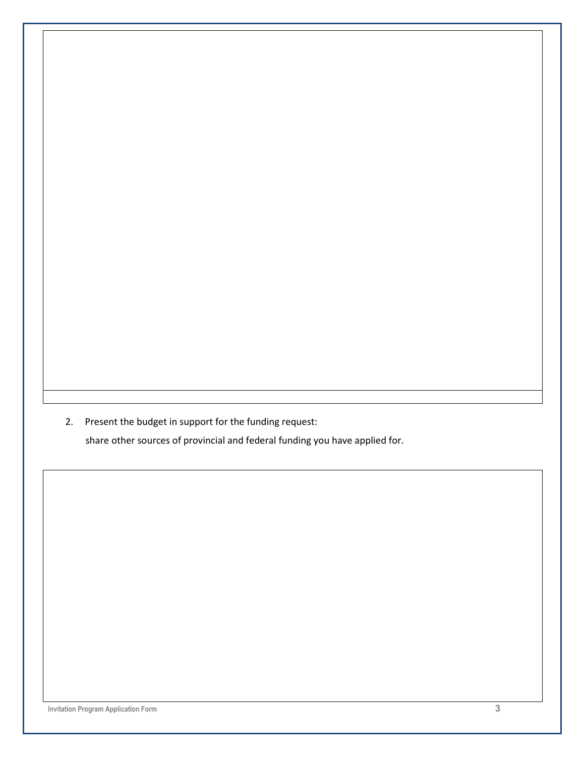2. Present the budget in support for the funding request:

   share other sources of provincial and federal funding you have applied for.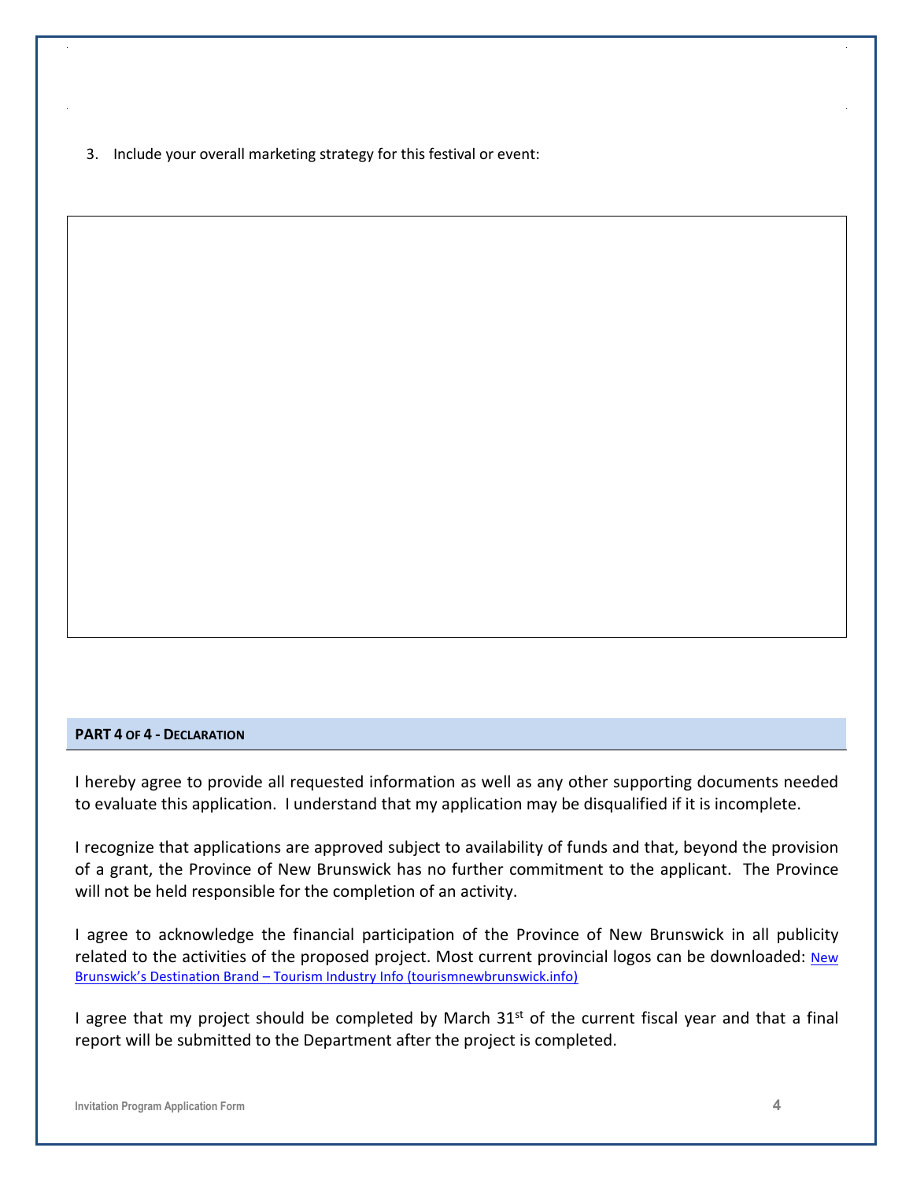3. Include your overall marketing strategy for this festival or event:

## PART 4 OF 4 - DECLARATION

I hereby agree to provide all requested information as well as any other supporting documents needed to evaluate this application. I understand that my application may be disqualified if it is incomplete.

I recognize that applications are approved subject to availability of funds and that, beyond the provision of a grant, the Province of New Brunswick has no further commitment to the applicant. The Province will not be held responsible for the completion of an activity.

I agree to acknowledge the financial participation of the Province of New Brunswick in all publicity related to the activities of the proposed project. Most current provincial logos can be downloaded: [New Brunswick's Destination Brand – Tourism Industry Info (tourismnewbrunswick.info)]

I agree that my project should be completed by March 31st of the current fiscal year and that a final report will be submitted to the Department after the project is completed.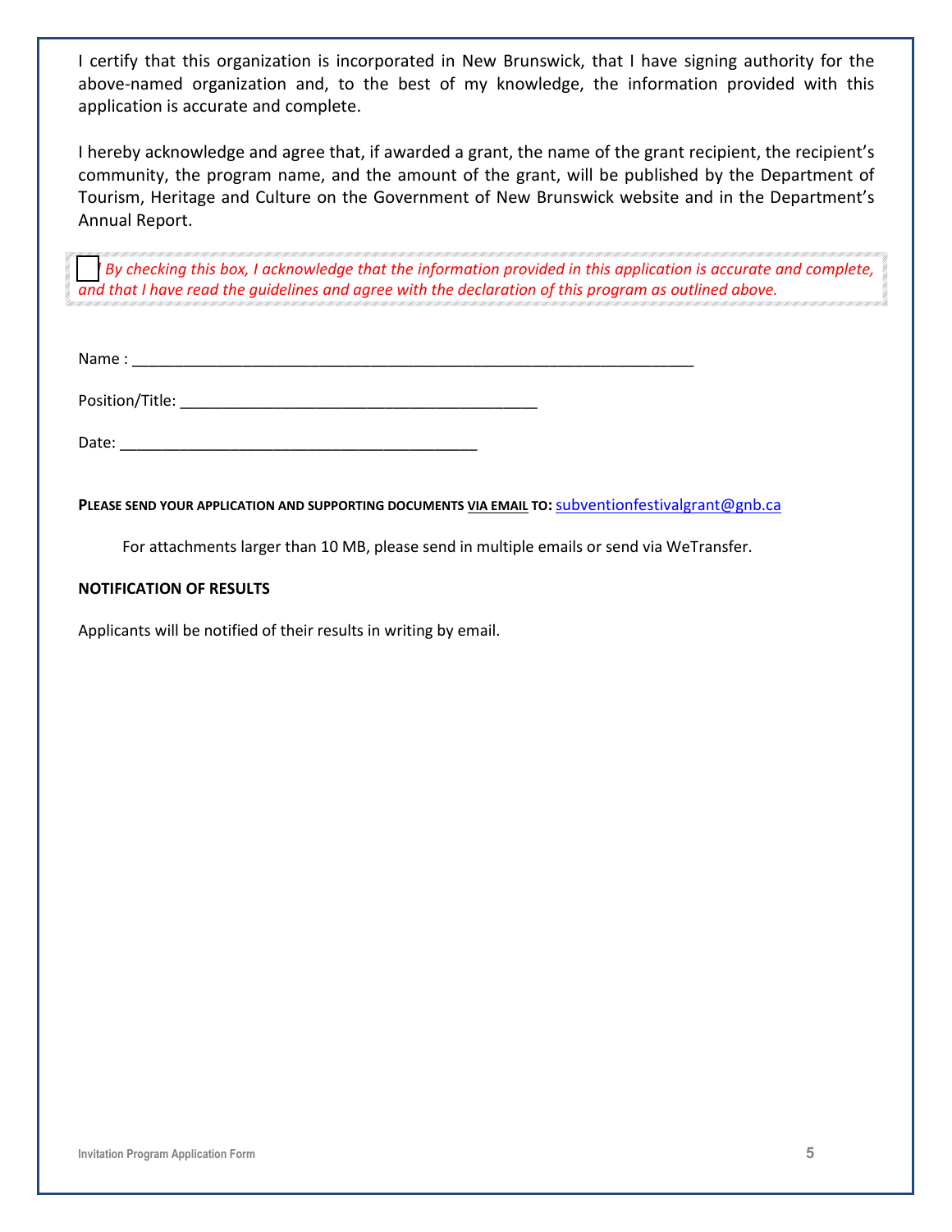I certify that this organization is incorporated in New Brunswick, that I have signing authority for the above-named organization and, to the best of my knowledge, the information provided with this application is accurate and complete.

I hereby acknowledge and agree that, if awarded a grant, the name of the grant recipient, the recipient's community, the program name, and the amount of the grant, will be published by the Department of Tourism, Heritage and Culture on the Government of New Brunswick website and in the Department's Annual Report.

☐ *By checking this box, I acknowledge that the information provided in this application is accurate and complete, and that I have read the guidelines and agree with the declaration of this program as outlined above.*

Name : ____________________________________________________________________

Position/Title: ___________________________________________

Date: ___________________________________________

**PLEASE SEND YOUR APPLICATION AND SUPPORTING DOCUMENTS VIA EMAIL TO:** subventionfestivalgrant@gnb.ca

For attachments larger than 10 MB, please send in multiple emails or send via WeTransfer.

**NOTIFICATION OF RESULTS**

Applicants will be notified of their results in writing by email.